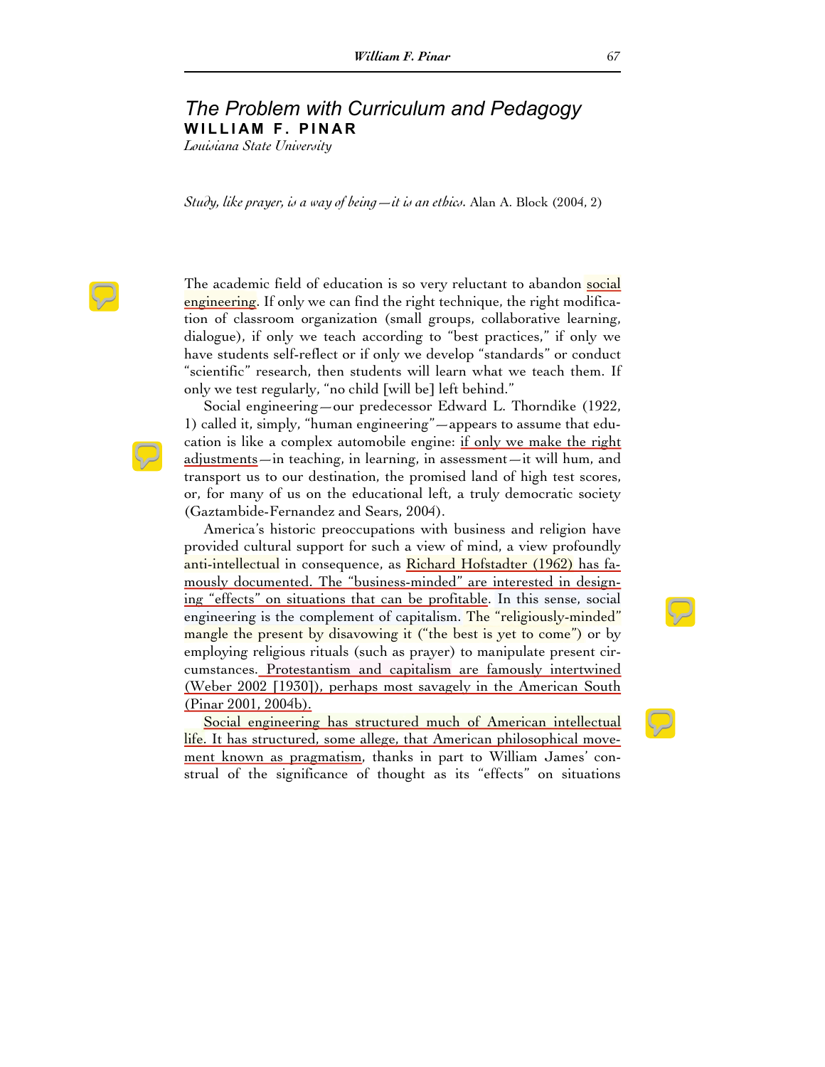# *The Problem with Curriculum and Pedagogy*

**WILLIAM F. PINAR**

*Louisiana State University*

*Study, like prayer, is a way of being—it is an ethics.* Alan A. Block (2004, 2)

The academic field of education is so very reluctant to abandon social engineering. If only we can find the right technique, the right modification of classroom organization (small groups, collaborative learning, dialogue), if only we teach according to "best practices," if only we have students self-reflect or if only we develop "standards" or conduct "scientific" research, then students will learn what we teach them. If only we test regularly, "no child [will be] left behind."

Social engineering—our predecessor Edward L. Thorndike (1922, 1) called it, simply, "human engineering"—appears to assume that education is like a complex automobile engine: if only we make the right adjustments—in teaching, in learning, in assessment—it will hum, and transport us to our destination, the promised land of high test scores, or, for many of us on the educational left, a truly democratic society (Gaztambide-Fernandez and Sears, 2004).

America's historic preoccupations with business and religion have provided cultural support for such a view of mind, a view profoundly anti-intellectual in consequence, as Richard Hofstadter (1962) has famously documented. The "business-minded" are interested in designing "effects" on situations that can be profitable. In this sense, social engineering is the complement of capitalism. The "religiously-minded" mangle the present by disavowing it ("the best is yet to come") or by employing religious rituals (such as prayer) to manipulate present circumstances. Protestantism and capitalism are famously intertwined (Weber 2002 [1930]), perhaps most savagely in the American South (Pinar 2001, 2004b).

Social engineering has structured much of American intellectual life. It has structured, some allege, that American philosophical movement known as pragmatism, thanks in part to William James' construal of the significance of thought as its "effects" on situations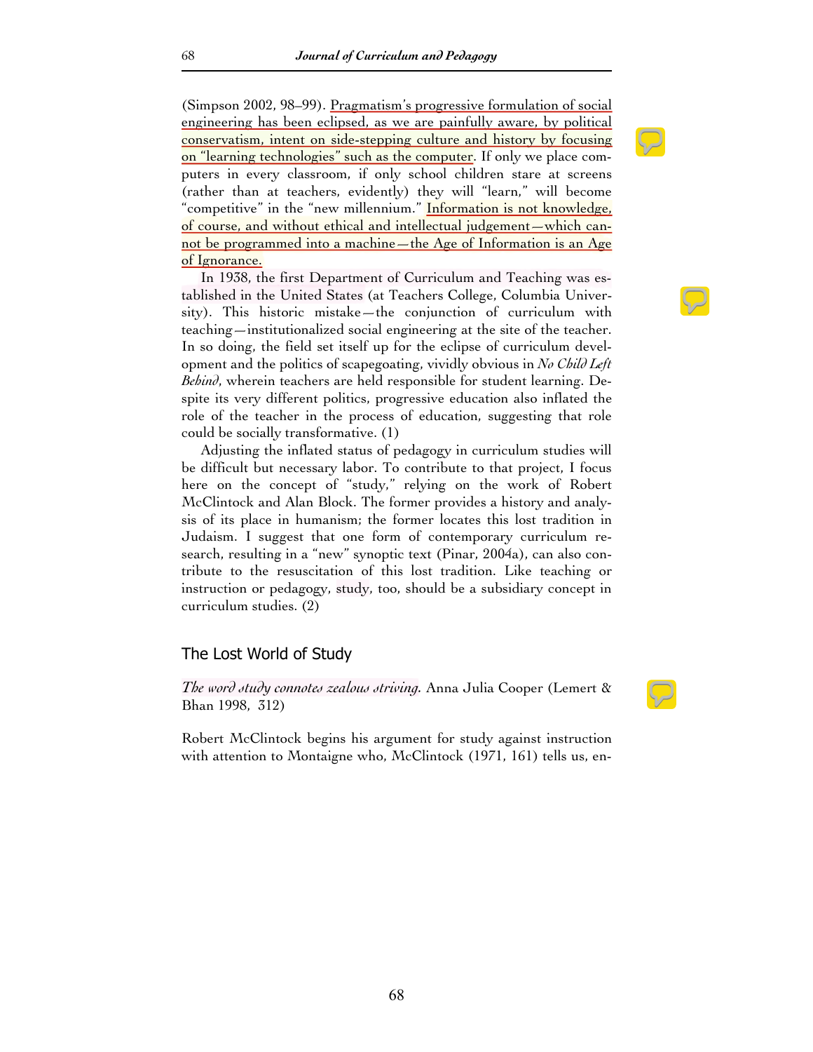(Simpson 2002, 98–99). Pragmatism's progressive formulation of social engineering has been eclipsed, as we are painfully aware, by political conservatism, intent on side-stepping culture and history by focusing on "learning technologies" such as the computer. If only we place computers in every classroom, if only school children stare at screens (rather than at teachers, evidently) they will "learn," will become "competitive" in the "new millennium." Information is not knowledge, of course, and without ethical and intellectual judgement—which cannot be programmed into a machine—the Age of Information is an Age of Ignorance.

In 1938, the first Department of Curriculum and Teaching was established in the United States (at Teachers College, Columbia University). This historic mistake—the conjunction of curriculum with teaching—institutionalized social engineering at the site of the teacher. In so doing, the field set itself up for the eclipse of curriculum development and the politics of scapegoating, vividly obvious in *No Child Left Behind*, wherein teachers are held responsible for student learning. Despite its very different politics, progressive education also inflated the role of the teacher in the process of education, suggesting that role could be socially transformative. (1)

Adjusting the inflated status of pedagogy in curriculum studies will be difficult but necessary labor. To contribute to that project, I focus here on the concept of "study," relying on the work of Robert McClintock and Alan Block. The former provides a history and analysis of its place in humanism; the former locates this lost tradition in Judaism. I suggest that one form of contemporary curriculum research, resulting in a "new" synoptic text (Pinar, 2004a), can also contribute to the resuscitation of this lost tradition. Like teaching or instruction or pedagogy, study, too, should be a subsidiary concept in curriculum studies. (2)

## The Lost World of Study

*The word study connotes zealous striving.* Anna Julia Cooper (Lemert & Bhan 1998, 312)

Robert McClintock begins his argument for study against instruction with attention to Montaigne who, McClintock (1971, 161) tells us, en-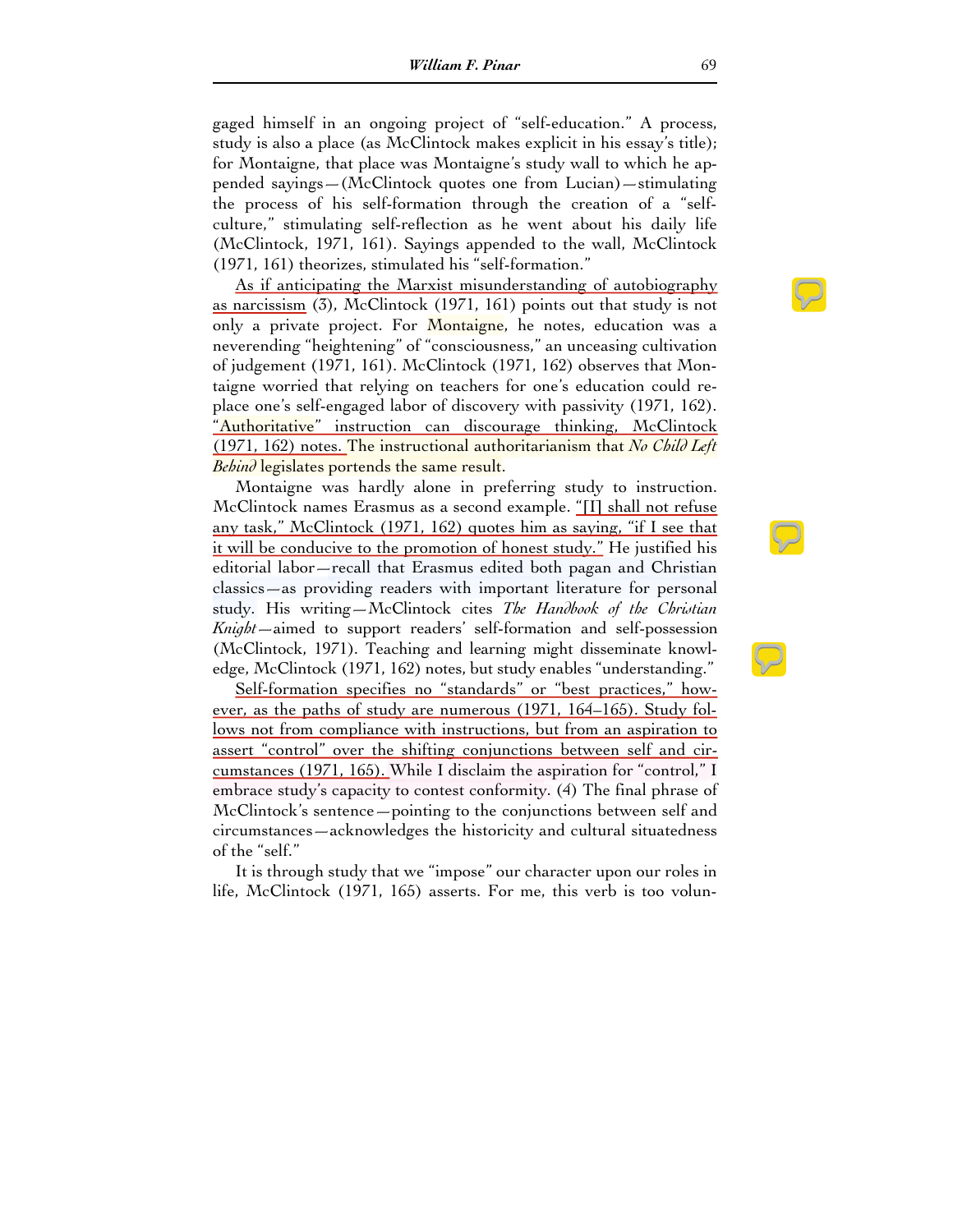gaged himself in an ongoing project of "self-education." A process, study is also a place (as McClintock makes explicit in his essay's title); for Montaigne, that place was Montaigne's study wall to which he appended sayings—(McClintock quotes one from Lucian)—stimulating the process of his self-formation through the creation of a "self-culture," stimulating self-reflection as he went about his daily life (McClintock, 1971, 161). Sayings appended to the wall, McClintock (1971, 161) theorizes, stimulated his "self-formation."

As if anticipating the Marxist misunderstanding of autobiography as narcissism (3), McClintock (1971, 161) points out that study is not only a private project. For Montaigne, he notes, education was a neverending "heightening" of "consciousness," an unceasing cultivation of judgement (1971, 161). McClintock (1971, 162) observes that Montaigne worried that relying on teachers for one's education could replace one's self-engaged labor of discovery with passivity (1971, 162). "Authoritative" instruction can discourage thinking, McClintock (1971, 162) notes. The instructional authoritarianism that *No Child Left Behind* legislates portends the same result.

Montaigne was hardly alone in preferring study to instruction. McClintock names Erasmus as a second example. "[I] shall not refuse any task," McClintock (1971, 162) quotes him as saying, "if I see that it will be conducive to the promotion of honest study." He justified his editorial labor—recall that Erasmus edited both pagan and Christian classics—as providing readers with important literature for personal study. His writing—McClintock cites *The Handbook of the Christian Knight*—aimed to support readers' self-formation and self-possession (McClintock, 1971). Teaching and learning might disseminate knowledge, McClintock (1971, 162) notes, but study enables "understanding."

Self-formation specifies no "standards" or "best practices," however, as the paths of study are numerous (1971, 164–165). Study follows not from compliance with instructions, but from an aspiration to assert "control" over the shifting conjunctions between self and circumstances (1971, 165). While I disclaim the aspiration for "control," I embrace study's capacity to contest conformity. (4) The final phrase of McClintock's sentence—pointing to the conjunctions between self and circumstances—acknowledges the historicity and cultural situatedness of the "self."

It is through study that we "impose" our character upon our roles in life, McClintock (1971, 165) asserts. For me, this verb is too volun-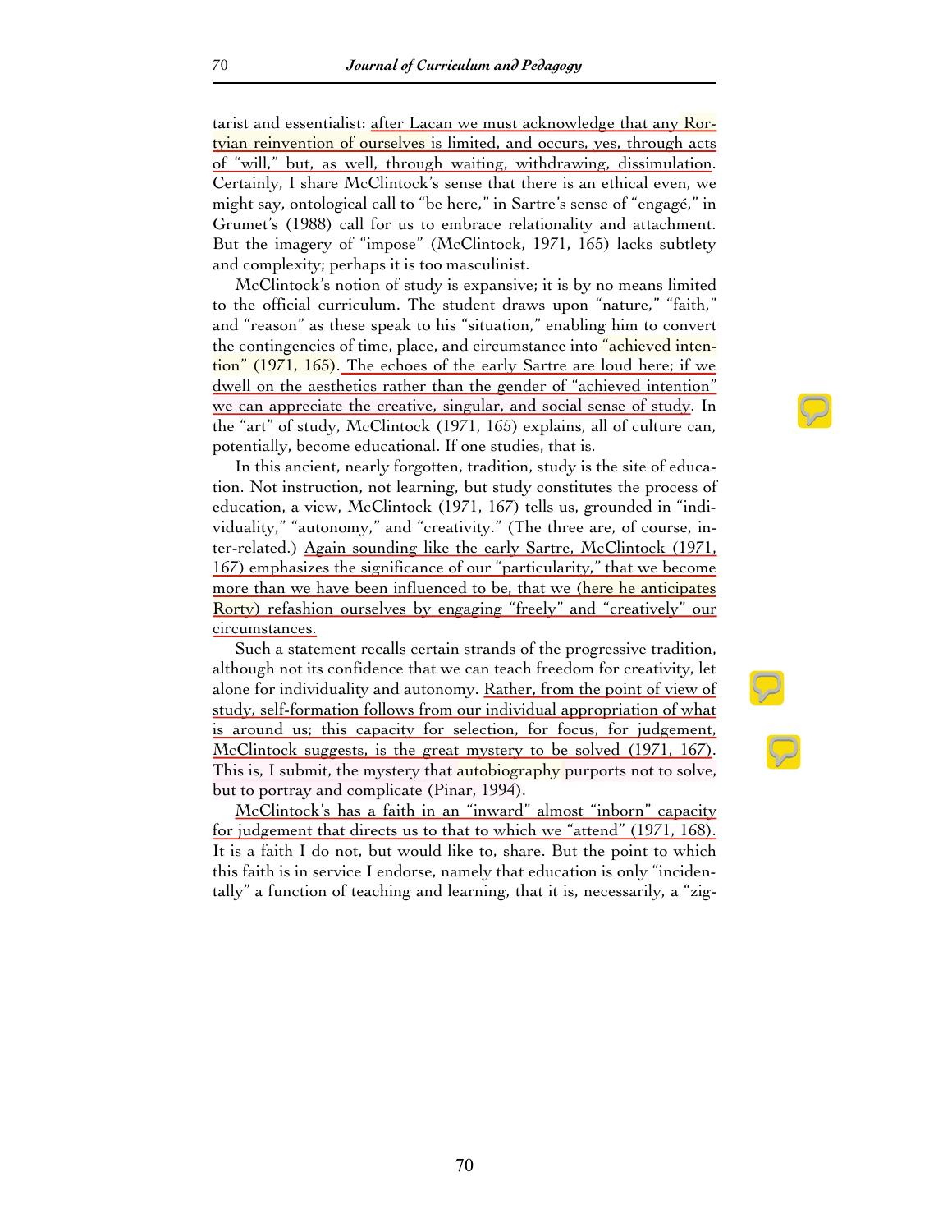tarist and essentialist: after Lacan we must acknowledge that any Rortyian reinvention of ourselves is limited, and occurs, yes, through acts of "will," but, as well, through waiting, withdrawing, dissimulation. Certainly, I share McClintock's sense that there is an ethical even, we might say, ontological call to "be here," in Sartre's sense of "engagé," in Grumet's (1988) call for us to embrace relationality and attachment. But the imagery of "impose" (McClintock, 1971, 165) lacks subtlety and complexity; perhaps it is too masculinist.

McClintock's notion of study is expansive; it is by no means limited to the official curriculum. The student draws upon "nature," "faith," and "reason" as these speak to his "situation," enabling him to convert the contingencies of time, place, and circumstance into "achieved intention" (1971, 165). The echoes of the early Sartre are loud here; if we dwell on the aesthetics rather than the gender of "achieved intention" we can appreciate the creative, singular, and social sense of study. In the "art" of study, McClintock (1971, 165) explains, all of culture can, potentially, become educational. If one studies, that is.

In this ancient, nearly forgotten, tradition, study is the site of education. Not instruction, not learning, but study constitutes the process of education, a view, McClintock (1971, 167) tells us, grounded in "individuality," "autonomy," and "creativity." (The three are, of course, inter-related.) Again sounding like the early Sartre, McClintock (1971, 167) emphasizes the significance of our "particularity," that we become more than we have been influenced to be, that we (here he anticipates Rorty) refashion ourselves by engaging "freely" and "creatively" our circumstances.

Such a statement recalls certain strands of the progressive tradition, although not its confidence that we can teach freedom for creativity, let alone for individuality and autonomy. Rather, from the point of view of study, self-formation follows from our individual appropriation of what is around us; this capacity for selection, for focus, for judgement, McClintock suggests, is the great mystery to be solved (1971, 167). This is, I submit, the mystery that autobiography purports not to solve, but to portray and complicate (Pinar, 1994).

McClintock's has a faith in an "inward" almost "inborn" capacity for judgement that directs us to that to which we "attend" (1971, 168). It is a faith I do not, but would like to, share. But the point to which this faith is in service I endorse, namely that education is only "incidentally" a function of teaching and learning, that it is, necessarily, a "zig-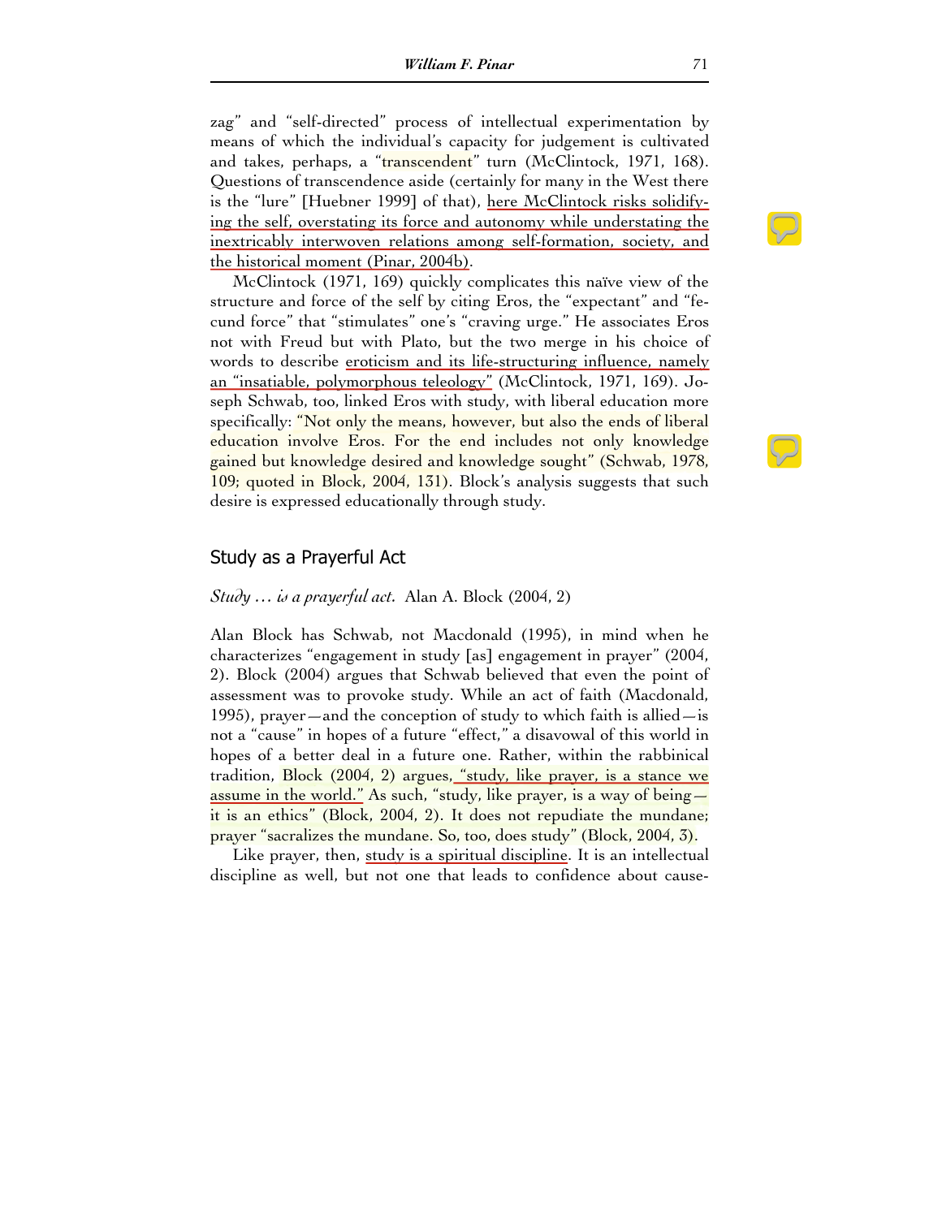zag" and "self-directed" process of intellectual experimentation by means of which the individual's capacity for judgement is cultivated and takes, perhaps, a "transcendent" turn (McClintock, 1971, 168). Questions of transcendence aside (certainly for many in the West there is the "lure" [Huebner 1999] of that), here McClintock risks solidifying the self, overstating its force and autonomy while understating the inextricably interwoven relations among self-formation, society, and the historical moment (Pinar, 2004b).

McClintock (1971, 169) quickly complicates this naïve view of the structure and force of the self by citing Eros, the "expectant" and "fecund force" that "stimulates" one's "craving urge." He associates Eros not with Freud but with Plato, but the two merge in his choice of words to describe eroticism and its life-structuring influence, namely an "insatiable, polymorphous teleology" (McClintock, 1971, 169). Joseph Schwab, too, linked Eros with study, with liberal education more specifically: "Not only the means, however, but also the ends of liberal education involve Eros. For the end includes not only knowledge gained but knowledge desired and knowledge sought" (Schwab, 1978, 109; quoted in Block, 2004, 131). Block's analysis suggests that such desire is expressed educationally through study.

## Study as a Prayerful Act

*Study … is a prayerful act.* Alan A. Block (2004, 2)

Alan Block has Schwab, not Macdonald (1995), in mind when he characterizes "engagement in study [as] engagement in prayer" (2004, 2). Block (2004) argues that Schwab believed that even the point of assessment was to provoke study. While an act of faith (Macdonald, 1995), prayer—and the conception of study to which faith is allied—is not a "cause" in hopes of a future "effect," a disavowal of this world in hopes of a better deal in a future one. Rather, within the rabbinical tradition, Block (2004, 2) argues, "study, like prayer, is a stance we assume in the world." As such, "study, like prayer, is a way of being—it is an ethics" (Block, 2004, 2). It does not repudiate the mundane; prayer "sacralizes the mundane. So, too, does study" (Block, 2004, 3).

Like prayer, then, study is a spiritual discipline. It is an intellectual discipline as well, but not one that leads to confidence about cause-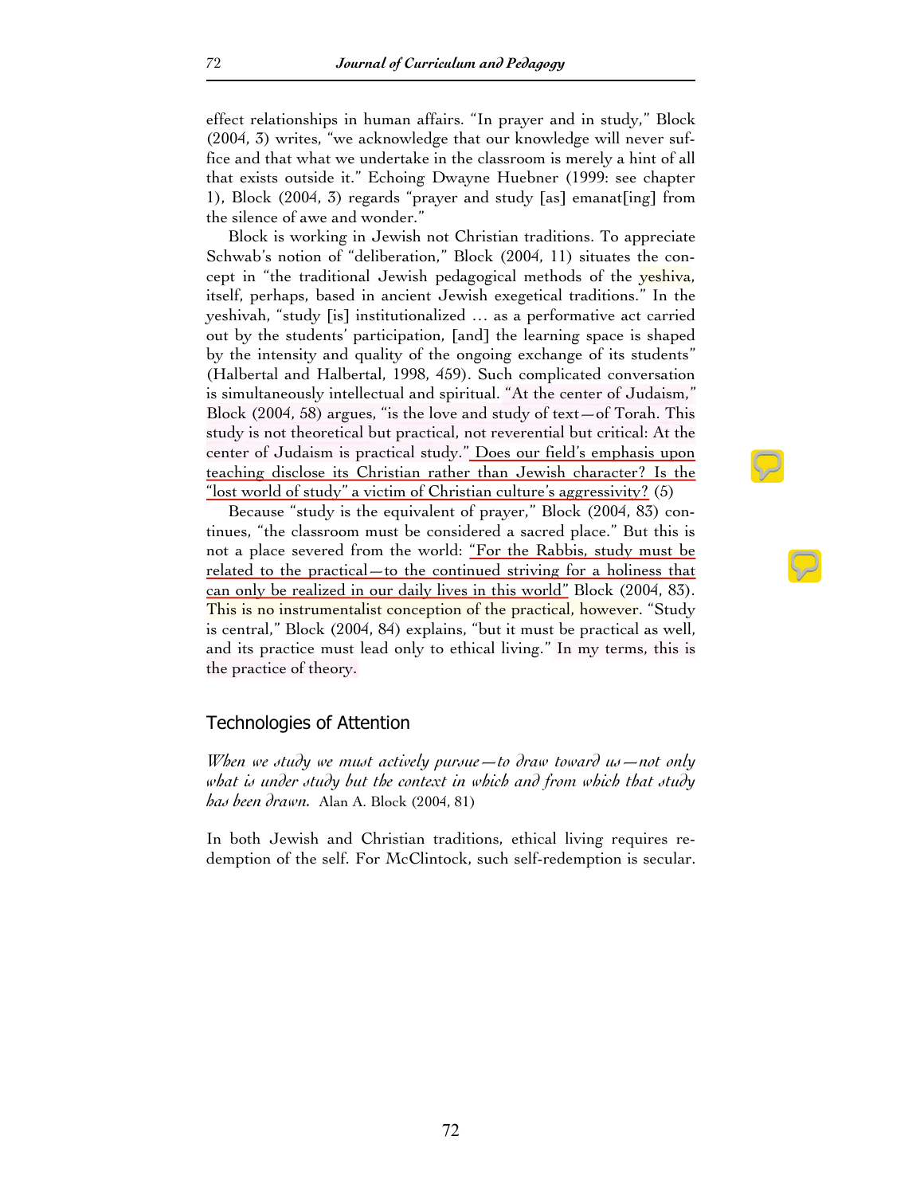effect relationships in human affairs. "In prayer and in study," Block (2004, 3) writes, "we acknowledge that our knowledge will never suffice and that what we undertake in the classroom is merely a hint of all that exists outside it." Echoing Dwayne Huebner (1999: see chapter 1), Block (2004, 3) regards "prayer and study [as] emanat[ing] from the silence of awe and wonder."

Block is working in Jewish not Christian traditions. To appreciate Schwab's notion of "deliberation," Block (2004, 11) situates the concept in "the traditional Jewish pedagogical methods of the yeshiva, itself, perhaps, based in ancient Jewish exegetical traditions." In the yeshivah, "study [is] institutionalized … as a performative act carried out by the students' participation, [and] the learning space is shaped by the intensity and quality of the ongoing exchange of its students" (Halbertal and Halbertal, 1998, 459). Such complicated conversation is simultaneously intellectual and spiritual. "At the center of Judaism," Block (2004, 58) argues, "is the love and study of text—of Torah. This study is not theoretical but practical, not reverential but critical: At the center of Judaism is practical study." Does our field's emphasis upon teaching disclose its Christian rather than Jewish character? Is the "lost world of study" a victim of Christian culture's aggressivity? (5)

Because "study is the equivalent of prayer," Block (2004, 83) continues, "the classroom must be considered a sacred place." But this is not a place severed from the world: "For the Rabbis, study must be related to the practical—to the continued striving for a holiness that can only be realized in our daily lives in this world" Block (2004, 83). This is no instrumentalist conception of the practical, however. "Study is central," Block (2004, 84) explains, "but it must be practical as well, and its practice must lead only to ethical living." In my terms, this is the practice of theory.

## Technologies of Attention

*When we study we must actively pursue—to draw toward us—not only what is under study but the context in which and from which that study has been drawn.* Alan A. Block (2004, 81)

In both Jewish and Christian traditions, ethical living requires redemption of the self. For McClintock, such self-redemption is secular.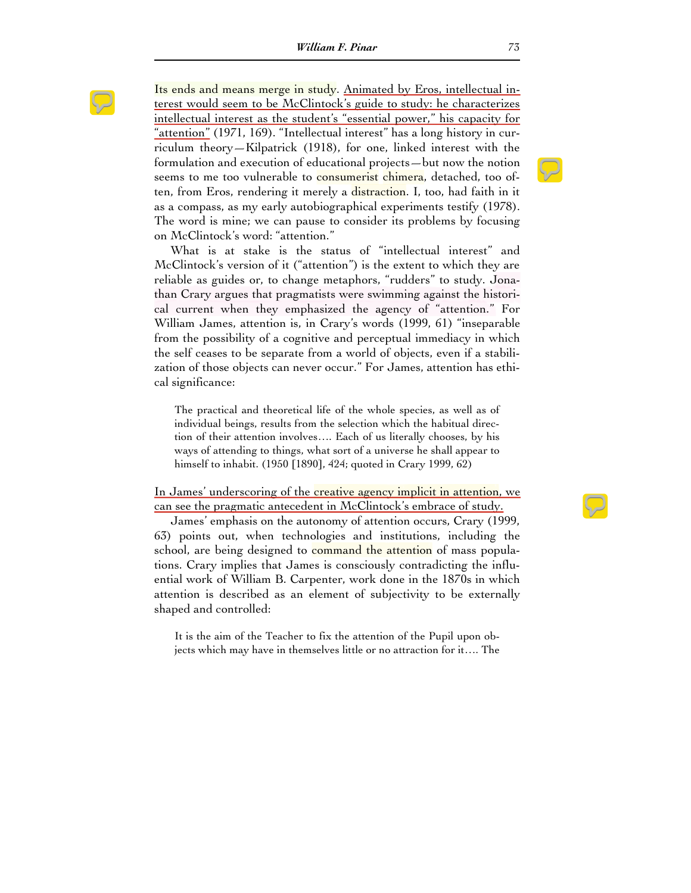Its ends and means merge in study. Animated by Eros, intellectual interest would seem to be McClintock's guide to study: he characterizes intellectual interest as the student's "essential power," his capacity for "attention" (1971, 169). "Intellectual interest" has a long history in curriculum theory—Kilpatrick (1918), for one, linked interest with the formulation and execution of educational projects—but now the notion seems to me too vulnerable to consumerist chimera, detached, too often, from Eros, rendering it merely a distraction. I, too, had faith in it as a compass, as my early autobiographical experiments testify (1978). The word is mine; we can pause to consider its problems by focusing on McClintock's word: "attention."

What is at stake is the status of "intellectual interest" and McClintock's version of it ("attention") is the extent to which they are reliable as guides or, to change metaphors, "rudders" to study. Jonathan Crary argues that pragmatists were swimming against the historical current when they emphasized the agency of "attention." For William James, attention is, in Crary's words (1999, 61) "inseparable from the possibility of a cognitive and perceptual immediacy in which the self ceases to be separate from a world of objects, even if a stabilization of those objects can never occur." For James, attention has ethical significance:

> The practical and theoretical life of the whole species, as well as of individual beings, results from the selection which the habitual direction of their attention involves…. Each of us literally chooses, by his ways of attending to things, what sort of a universe he shall appear to himself to inhabit. (1950 [1890], 424; quoted in Crary 1999, 62)

In James' underscoring of the creative agency implicit in attention, we can see the pragmatic antecedent in McClintock's embrace of study.

James' emphasis on the autonomy of attention occurs, Crary (1999, 63) points out, when technologies and institutions, including the school, are being designed to command the attention of mass populations. Crary implies that James is consciously contradicting the influential work of William B. Carpenter, work done in the 1870s in which attention is described as an element of subjectivity to be externally shaped and controlled:

> It is the aim of the Teacher to fix the attention of the Pupil upon objects which may have in themselves little or no attraction for it…. The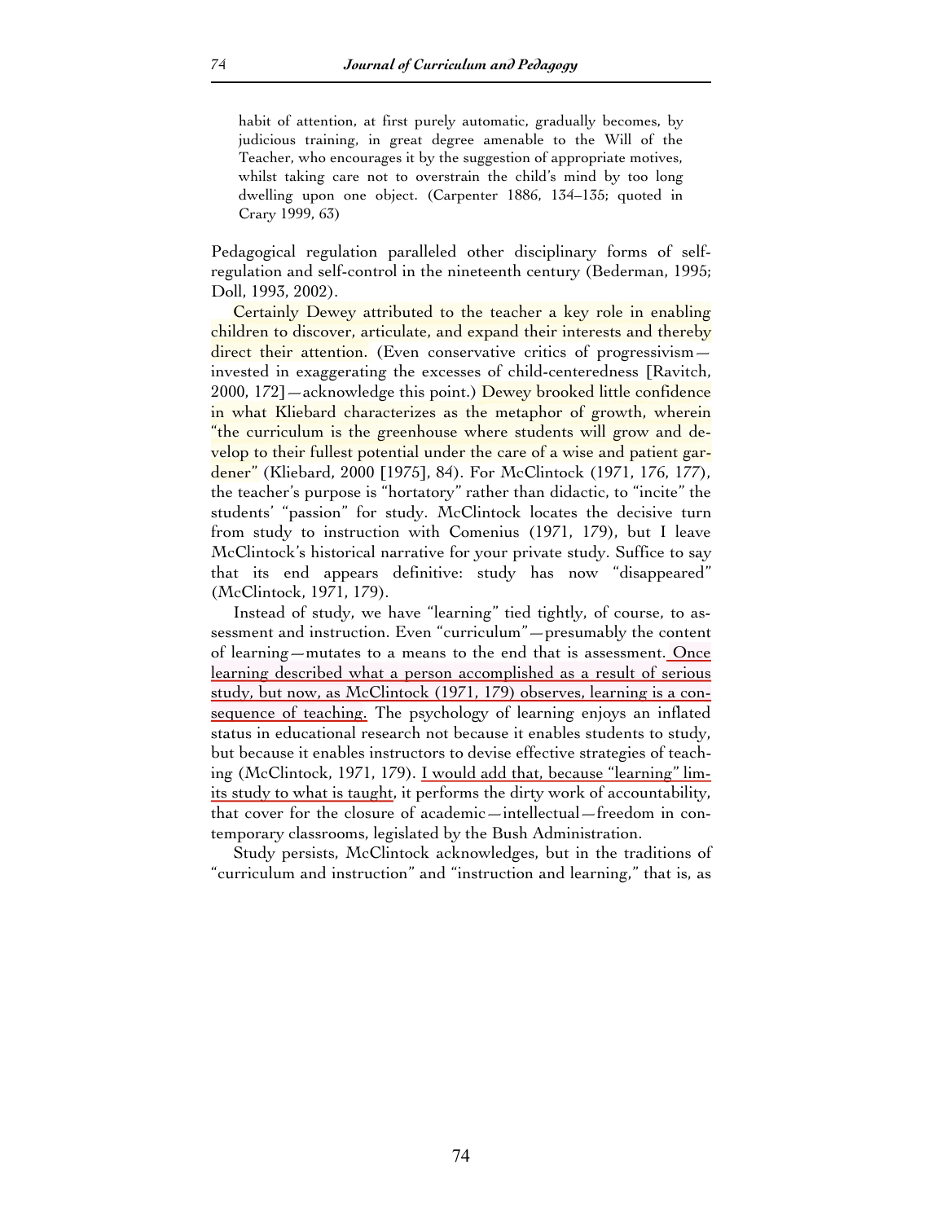> habit of attention, at first purely automatic, gradually becomes, by judicious training, in great degree amenable to the Will of the Teacher, who encourages it by the suggestion of appropriate motives, whilst taking care not to overstrain the child's mind by too long dwelling upon one object. (Carpenter 1886, 134–135; quoted in Crary 1999, 63)

Pedagogical regulation paralleled other disciplinary forms of self-regulation and self-control in the nineteenth century (Bederman, 1995; Doll, 1993, 2002).

Certainly Dewey attributed to the teacher a key role in enabling children to discover, articulate, and expand their interests and thereby direct their attention. (Even conservative critics of progressivism—invested in exaggerating the excesses of child-centeredness [Ravitch, 2000, 172]—acknowledge this point.) Dewey brooked little confidence in what Kliebard characterizes as the metaphor of growth, wherein "the curriculum is the greenhouse where students will grow and develop to their fullest potential under the care of a wise and patient gardener" (Kliebard, 2000 [1975], 84). For McClintock (1971, 176, 177), the teacher's purpose is "hortatory" rather than didactic, to "incite" the students' "passion" for study. McClintock locates the decisive turn from study to instruction with Comenius (1971, 179), but I leave McClintock's historical narrative for your private study. Suffice to say that its end appears definitive: study has now "disappeared" (McClintock, 1971, 179).

Instead of study, we have "learning" tied tightly, of course, to assessment and instruction. Even "curriculum"—presumably the content of learning—mutates to a means to the end that is assessment. Once learning described what a person accomplished as a result of serious study, but now, as McClintock (1971, 179) observes, learning is a consequence of teaching. The psychology of learning enjoys an inflated status in educational research not because it enables students to study, but because it enables instructors to devise effective strategies of teaching (McClintock, 1971, 179). I would add that, because "learning" limits study to what is taught, it performs the dirty work of accountability, that cover for the closure of academic—intellectual—freedom in contemporary classrooms, legislated by the Bush Administration.

Study persists, McClintock acknowledges, but in the traditions of "curriculum and instruction" and "instruction and learning," that is, as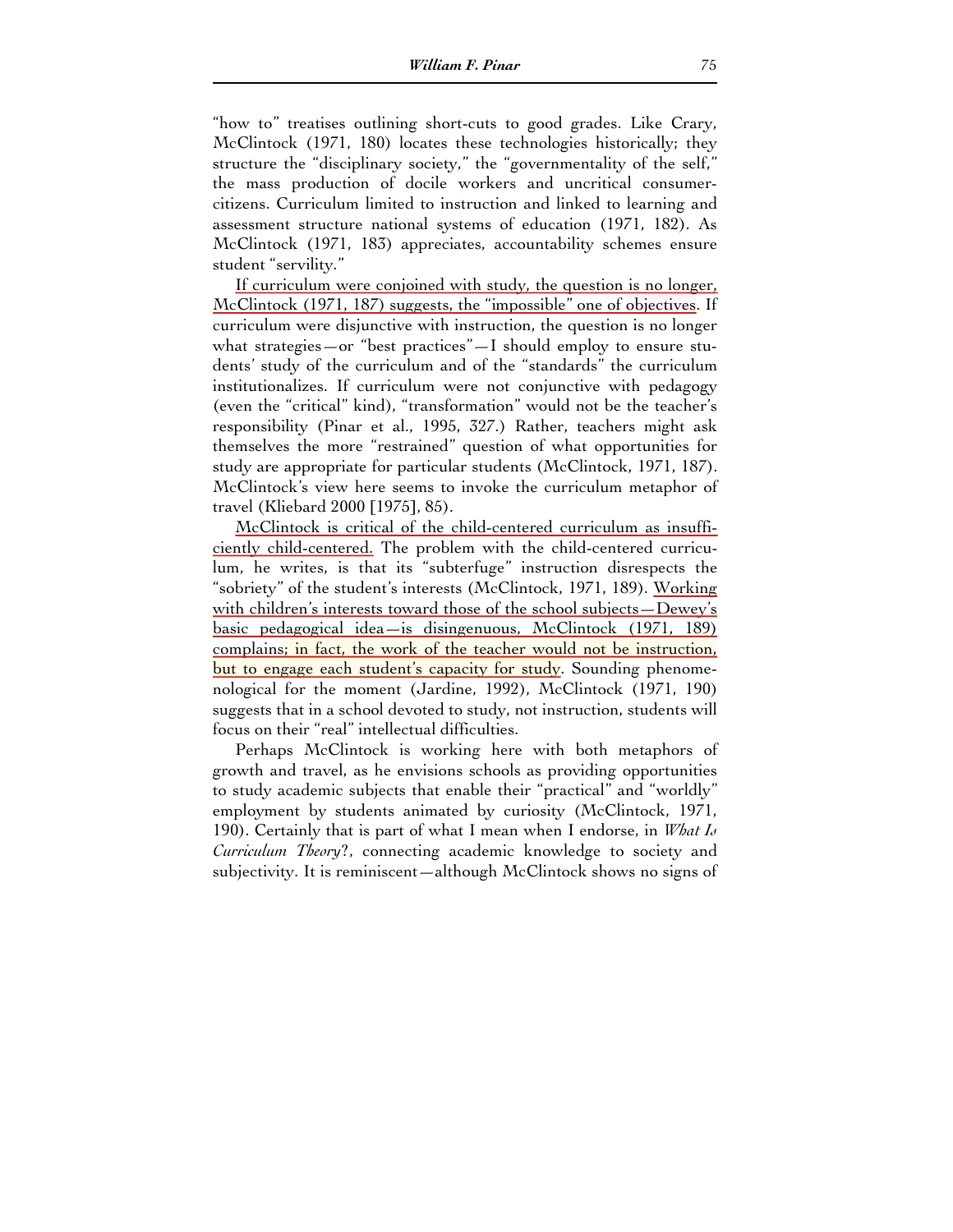"how to" treatises outlining short-cuts to good grades. Like Crary, McClintock (1971, 180) locates these technologies historically; they structure the "disciplinary society," the "governmentality of the self," the mass production of docile workers and uncritical consumer-citizens. Curriculum limited to instruction and linked to learning and assessment structure national systems of education (1971, 182). As McClintock (1971, 183) appreciates, accountability schemes ensure student "servility."

If curriculum were conjoined with study, the question is no longer, McClintock (1971, 187) suggests, the "impossible" one of objectives. If curriculum were disjunctive with instruction, the question is no longer what strategies—or "best practices"—I should employ to ensure students' study of the curriculum and of the "standards" the curriculum institutionalizes. If curriculum were not conjunctive with pedagogy (even the "critical" kind), "transformation" would not be the teacher's responsibility (Pinar et al., 1995, 327.) Rather, teachers might ask themselves the more "restrained" question of what opportunities for study are appropriate for particular students (McClintock, 1971, 187). McClintock's view here seems to invoke the curriculum metaphor of travel (Kliebard 2000 [1975], 85).

McClintock is critical of the child-centered curriculum as insufficiently child-centered. The problem with the child-centered curriculum, he writes, is that its "subterfuge" instruction disrespects the "sobriety" of the student's interests (McClintock, 1971, 189). Working with children's interests toward those of the school subjects—Dewey's basic pedagogical idea—is disingenuous, McClintock (1971, 189) complains; in fact, the work of the teacher would not be instruction, but to engage each student's capacity for study. Sounding phenomenological for the moment (Jardine, 1992), McClintock (1971, 190) suggests that in a school devoted to study, not instruction, students will focus on their "real" intellectual difficulties.

Perhaps McClintock is working here with both metaphors of growth and travel, as he envisions schools as providing opportunities to study academic subjects that enable their "practical" and "worldly" employment by students animated by curiosity (McClintock, 1971, 190). Certainly that is part of what I mean when I endorse, in *What Is Curriculum Theory?*, connecting academic knowledge to society and subjectivity. It is reminiscent—although McClintock shows no signs of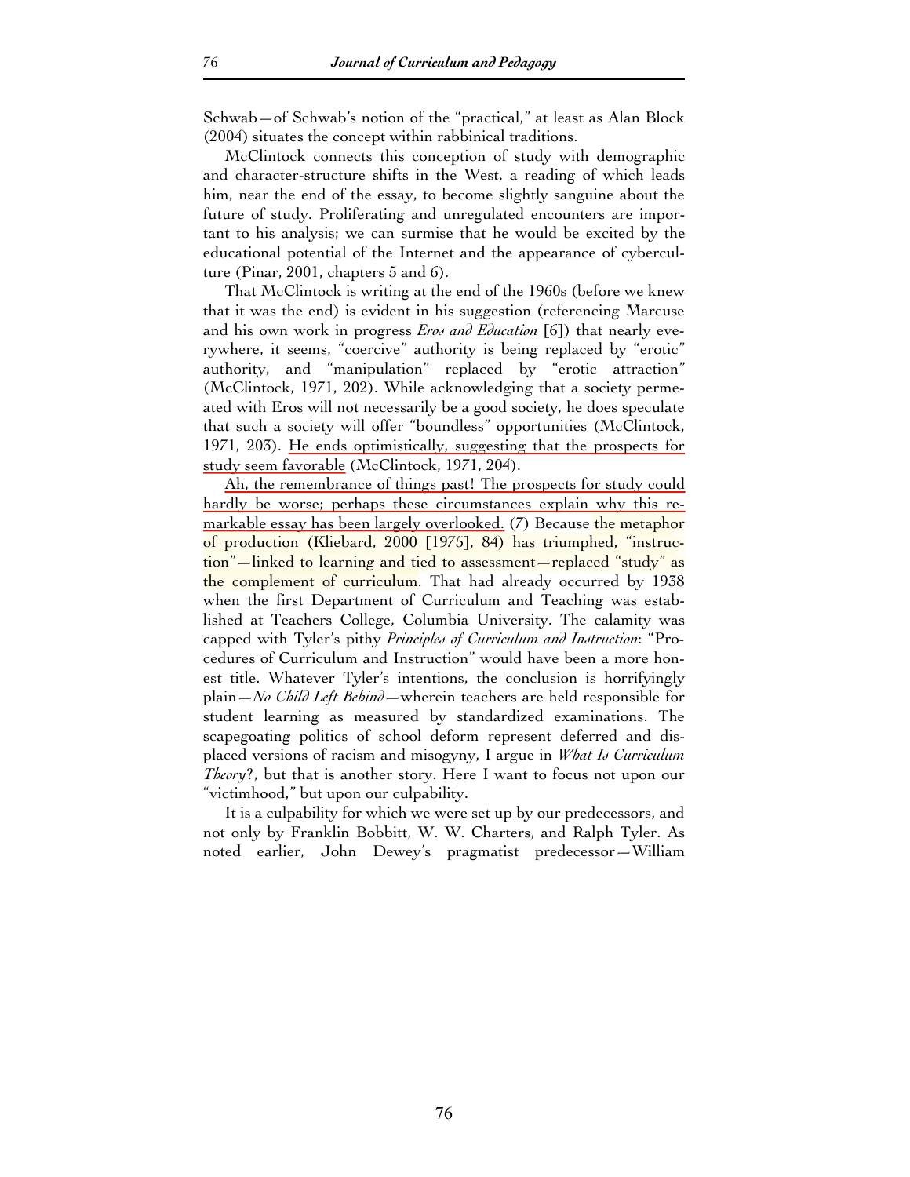Schwab—of Schwab's notion of the "practical," at least as Alan Block (2004) situates the concept within rabbinical traditions.

McClintock connects this conception of study with demographic and character-structure shifts in the West, a reading of which leads him, near the end of the essay, to become slightly sanguine about the future of study. Proliferating and unregulated encounters are important to his analysis; we can surmise that he would be excited by the educational potential of the Internet and the appearance of cyberculture (Pinar, 2001, chapters 5 and 6).

That McClintock is writing at the end of the 1960s (before we knew that it was the end) is evident in his suggestion (referencing Marcuse and his own work in progress *Eros and Education* [6]) that nearly everywhere, it seems, "coercive" authority is being replaced by "erotic" authority, and "manipulation" replaced by "erotic attraction" (McClintock, 1971, 202). While acknowledging that a society permeated with Eros will not necessarily be a good society, he does speculate that such a society will offer "boundless" opportunities (McClintock, 1971, 203). He ends optimistically, suggesting that the prospects for study seem favorable (McClintock, 1971, 204).

Ah, the remembrance of things past! The prospects for study could hardly be worse; perhaps these circumstances explain why this remarkable essay has been largely overlooked. (7) Because the metaphor of production (Kliebard, 2000 [1975], 84) has triumphed, "instruction"—linked to learning and tied to assessment—replaced "study" as the complement of curriculum. That had already occurred by 1938 when the first Department of Curriculum and Teaching was established at Teachers College, Columbia University. The calamity was capped with Tyler's pithy *Principles of Curriculum and Instruction*: "Procedures of Curriculum and Instruction" would have been a more honest title. Whatever Tyler's intentions, the conclusion is horrifyingly plain—*No Child Left Behind*—wherein teachers are held responsible for student learning as measured by standardized examinations. The scapegoating politics of school deform represent deferred and displaced versions of racism and misogyny, I argue in *What Is Curriculum Theory*?, but that is another story. Here I want to focus not upon our "victimhood," but upon our culpability.

It is a culpability for which we were set up by our predecessors, and not only by Franklin Bobbitt, W. W. Charters, and Ralph Tyler. As noted earlier, John Dewey's pragmatist predecessor—William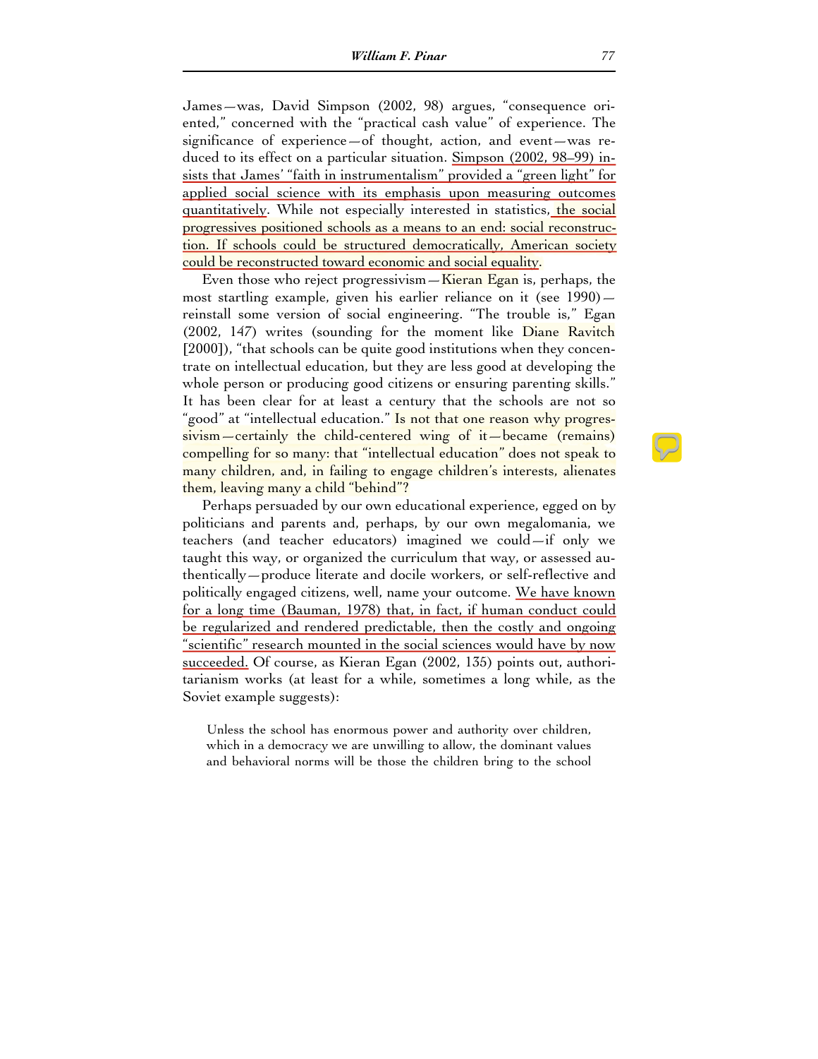James—was, David Simpson (2002, 98) argues, "consequence oriented," concerned with the "practical cash value" of experience. The significance of experience—of thought, action, and event—was reduced to its effect on a particular situation. Simpson (2002, 98–99) insists that James' "faith in instrumentalism" provided a "green light" for applied social science with its emphasis upon measuring outcomes quantitatively. While not especially interested in statistics, the social progressives positioned schools as a means to an end: social reconstruction. If schools could be structured democratically, American society could be reconstructed toward economic and social equality.

Even those who reject progressivism—Kieran Egan is, perhaps, the most startling example, given his earlier reliance on it (see 1990)—reinstall some version of social engineering. "The trouble is," Egan (2002, 147) writes (sounding for the moment like Diane Ravitch [2000]), "that schools can be quite good institutions when they concentrate on intellectual education, but they are less good at developing the whole person or producing good citizens or ensuring parenting skills." It has been clear for at least a century that the schools are not so "good" at "intellectual education." Is not that one reason why progressivism—certainly the child-centered wing of it—became (remains) compelling for so many: that "intellectual education" does not speak to many children, and, in failing to engage children's interests, alienates them, leaving many a child "behind"?

Perhaps persuaded by our own educational experience, egged on by politicians and parents and, perhaps, by our own megalomania, we teachers (and teacher educators) imagined we could—if only we taught this way, or organized the curriculum that way, or assessed authentically—produce literate and docile workers, or self-reflective and politically engaged citizens, well, name your outcome. We have known for a long time (Bauman, 1978) that, in fact, if human conduct could be regularized and rendered predictable, then the costly and ongoing "scientific" research mounted in the social sciences would have by now succeeded. Of course, as Kieran Egan (2002, 135) points out, authoritarianism works (at least for a while, sometimes a long while, as the Soviet example suggests):

> Unless the school has enormous power and authority over children, which in a democracy we are unwilling to allow, the dominant values and behavioral norms will be those the children bring to the school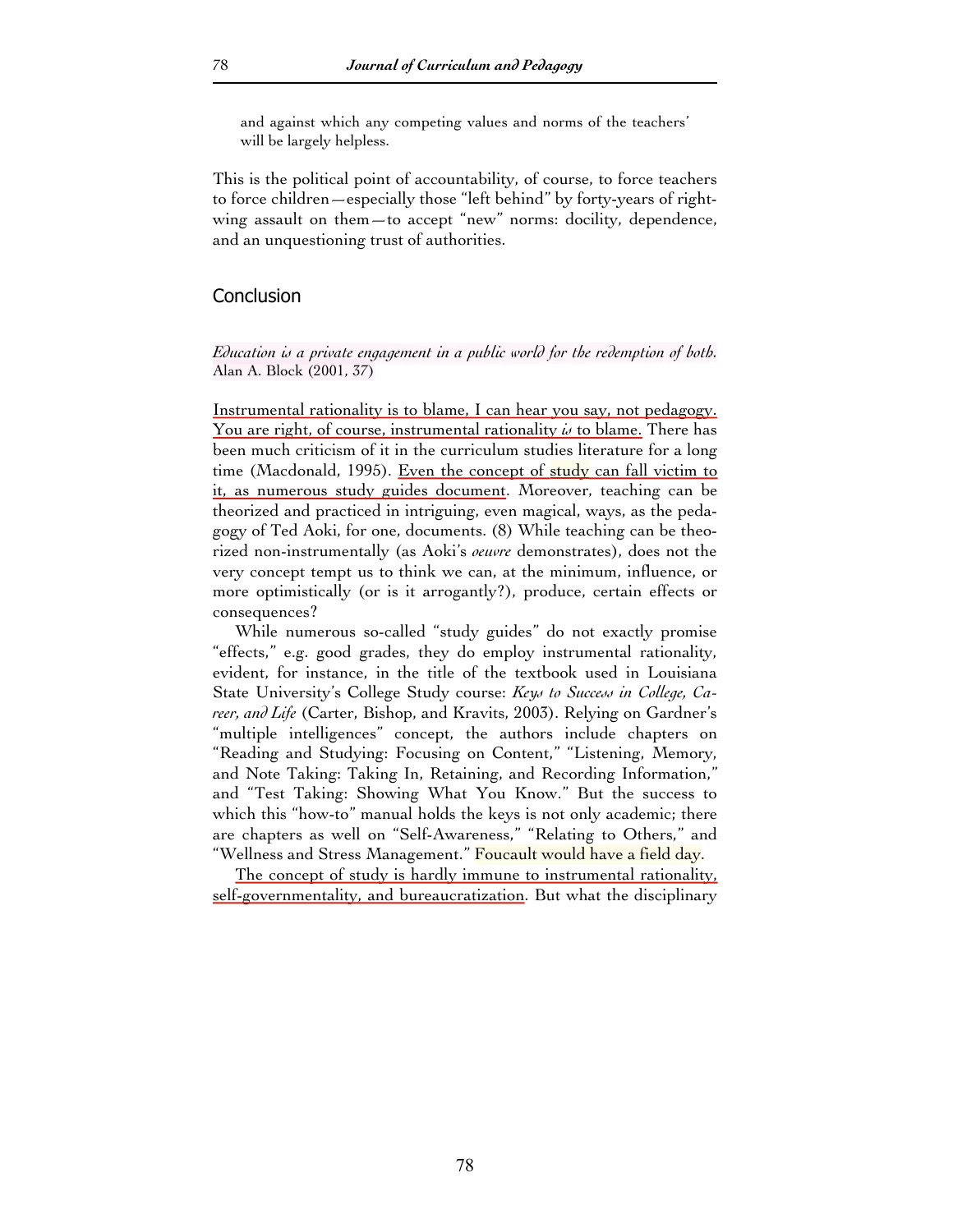and against which any competing values and norms of the teachers' will be largely helpless.

This is the political point of accountability, of course, to force teachers to force children—especially those "left behind" by forty-years of right-wing assault on them—to accept "new" norms: docility, dependence, and an unquestioning trust of authorities.

## Conclusion

*Education is a private engagement in a public world for the redemption of both.*
Alan A. Block (2001, 37)

Instrumental rationality is to blame, I can hear you say, not pedagogy. You are right, of course, instrumental rationality *is* to blame. There has been much criticism of it in the curriculum studies literature for a long time (Macdonald, 1995). Even the concept of study can fall victim to it, as numerous study guides document. Moreover, teaching can be theorized and practiced in intriguing, even magical, ways, as the pedagogy of Ted Aoki, for one, documents. (8) While teaching can be theorized non-instrumentally (as Aoki's *oeuvre* demonstrates), does not the very concept tempt us to think we can, at the minimum, influence, or more optimistically (or is it arrogantly?), produce, certain effects or consequences?

While numerous so-called "study guides" do not exactly promise "effects," e.g. good grades, they do employ instrumental rationality, evident, for instance, in the title of the textbook used in Louisiana State University's College Study course: *Keys to Success in College, Career, and Life* (Carter, Bishop, and Kravits, 2003). Relying on Gardner's "multiple intelligences" concept, the authors include chapters on "Reading and Studying: Focusing on Content," "Listening, Memory, and Note Taking: Taking In, Retaining, and Recording Information," and "Test Taking: Showing What You Know." But the success to which this "how-to" manual holds the keys is not only academic; there are chapters as well on "Self-Awareness," "Relating to Others," and "Wellness and Stress Management." Foucault would have a field day.

The concept of study is hardly immune to instrumental rationality, self-governmentality, and bureaucratization. But what the disciplinary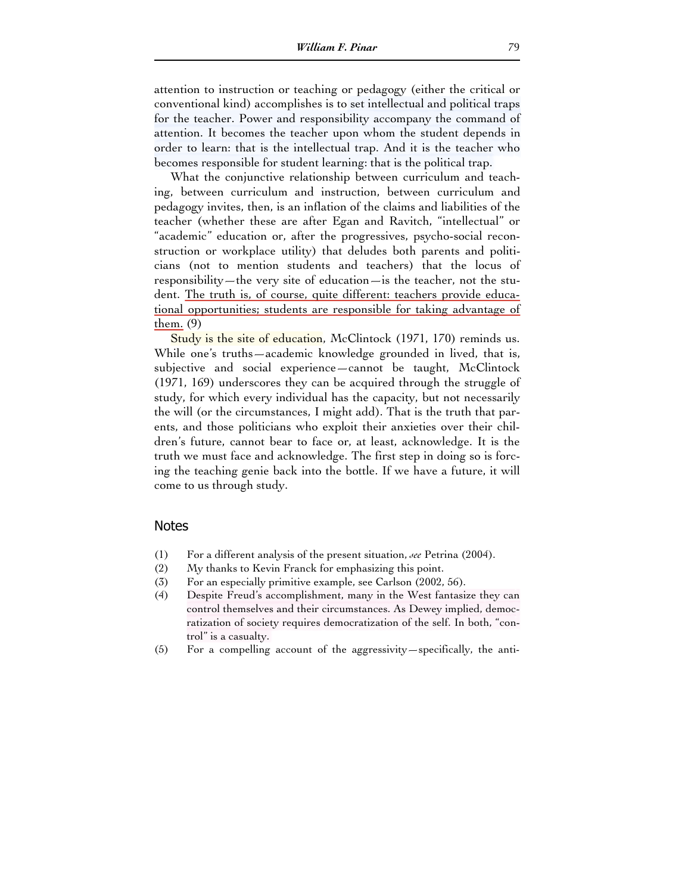attention to instruction or teaching or pedagogy (either the critical or conventional kind) accomplishes is to set intellectual and political traps for the teacher. Power and responsibility accompany the command of attention. It becomes the teacher upon whom the student depends in order to learn: that is the intellectual trap. And it is the teacher who becomes responsible for student learning: that is the political trap.

What the conjunctive relationship between curriculum and teaching, between curriculum and instruction, between curriculum and pedagogy invites, then, is an inflation of the claims and liabilities of the teacher (whether these are after Egan and Ravitch, "intellectual" or "academic" education or, after the progressives, psycho-social reconstruction or workplace utility) that deludes both parents and politicians (not to mention students and teachers) that the locus of responsibility—the very site of education—is the teacher, not the student. The truth is, of course, quite different: teachers provide educational opportunities; students are responsible for taking advantage of them. (9)

Study is the site of education, McClintock (1971, 170) reminds us. While one's truths—academic knowledge grounded in lived, that is, subjective and social experience—cannot be taught, McClintock (1971, 169) underscores they can be acquired through the struggle of study, for which every individual has the capacity, but not necessarily the will (or the circumstances, I might add). That is the truth that parents, and those politicians who exploit their anxieties over their children's future, cannot bear to face or, at least, acknowledge. It is the truth we must face and acknowledge. The first step in doing so is forcing the teaching genie back into the bottle. If we have a future, it will come to us through study.

## Notes

(1) For a different analysis of the present situation, *see* Petrina (2004).

(2) My thanks to Kevin Franck for emphasizing this point.

(3) For an especially primitive example, see Carlson (2002, 56).

(4) Despite Freud's accomplishment, many in the West fantasize they can control themselves and their circumstances. As Dewey implied, democratization of society requires democratization of the self. In both, "control" is a casualty.

(5) For a compelling account of the aggressivity—specifically, the anti-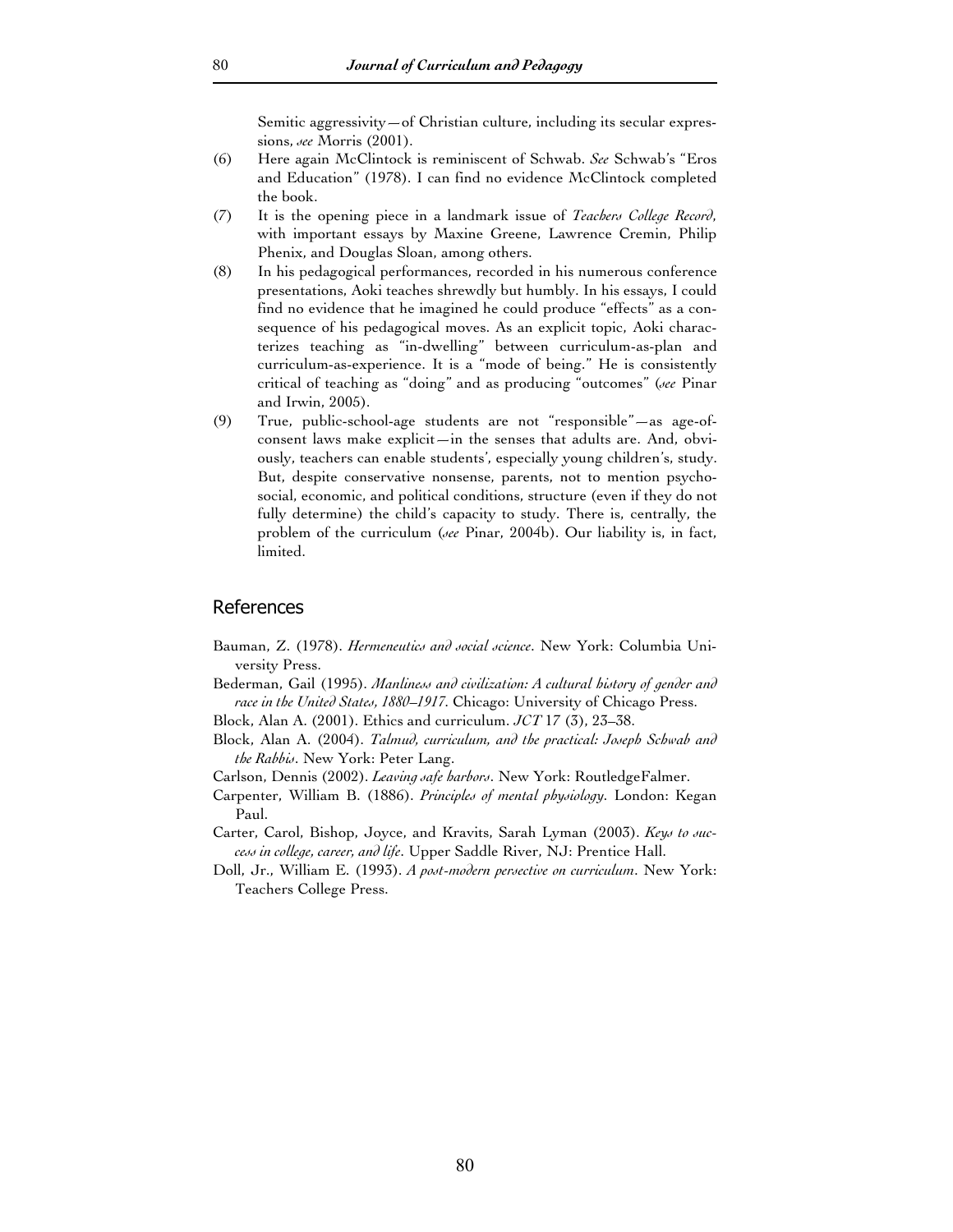Semitic aggressivity—of Christian culture, including its secular expressions, *see* Morris (2001).

(6) Here again McClintock is reminiscent of Schwab. *See* Schwab's "Eros and Education" (1978). I can find no evidence McClintock completed the book.

(7) It is the opening piece in a landmark issue of *Teachers College Record*, with important essays by Maxine Greene, Lawrence Cremin, Philip Phenix, and Douglas Sloan, among others.

(8) In his pedagogical performances, recorded in his numerous conference presentations, Aoki teaches shrewdly but humbly. In his essays, I could find no evidence that he imagined he could produce "effects" as a consequence of his pedagogical moves. As an explicit topic, Aoki characterizes teaching as "in-dwelling" between curriculum-as-plan and curriculum-as-experience. It is a "mode of being." He is consistently critical of teaching as "doing" and as producing "outcomes" (*see* Pinar and Irwin, 2005).

(9) True, public-school-age students are not "responsible"—as age-of-consent laws make explicit—in the senses that adults are. And, obviously, teachers can enable students', especially young children's, study. But, despite conservative nonsense, parents, not to mention psychosocial, economic, and political conditions, structure (even if they do not fully determine) the child's capacity to study. There is, centrally, the problem of the curriculum (*see* Pinar, 2004b). Our liability is, in fact, limited.

## References

Bauman, Z. (1978). *Hermeneutics and social science*. New York: Columbia University Press.

Bederman, Gail (1995). *Manliness and civilization: A cultural history of gender and race in the United States, 1880–1917*. Chicago: University of Chicago Press.

Block, Alan A. (2001). Ethics and curriculum. *JCT* 17 (3), 23–38.

Block, Alan A. (2004). *Talmud, curriculum, and the practical: Joseph Schwab and the Rabbis*. New York: Peter Lang.

Carlson, Dennis (2002). *Leaving safe harbors*. New York: RoutledgeFalmer.

Carpenter, William B. (1886). *Principles of mental physiology*. London: Kegan Paul.

Carter, Carol, Bishop, Joyce, and Kravits, Sarah Lyman (2003). *Keys to success in college, career, and life*. Upper Saddle River, NJ: Prentice Hall.

Doll, Jr., William E. (1993). *A post-modern persective on curriculum*. New York: Teachers College Press.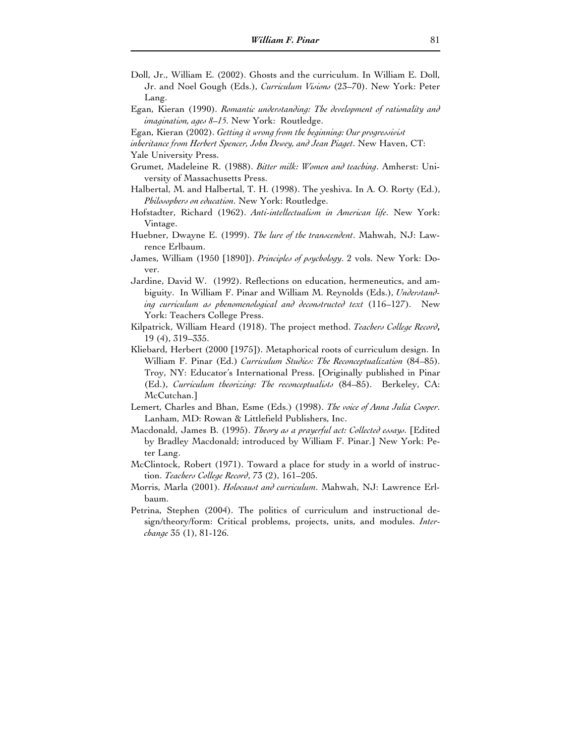Doll, Jr., William E. (2002). Ghosts and the curriculum. In William E. Doll, Jr. and Noel Gough (Eds.), *Curriculum Visions* (23–70). New York: Peter Lang.

Egan, Kieran (1990). *Romantic understanding: The development of rationality and imagination, ages 8–15*. New York: Routledge.

Egan, Kieran (2002). *Getting it wrong from the beginning: Our progressivist inheritance from Herbert Spencer, John Dewey, and Jean Piaget*. New Haven, CT: Yale University Press.

Grumet, Madeleine R. (1988). *Bitter milk: Women and teaching*. Amherst: University of Massachusetts Press.

Halbertal, M. and Halbertal, T. H. (1998). The yeshiva. In A. O. Rorty (Ed.), *Philosophers on education*. New York: Routledge.

Hofstadter, Richard (1962). *Anti-intellectualism in American life*. New York: Vintage.

Huebner, Dwayne E. (1999). *The lure of the transcendent*. Mahwah, NJ: Lawrence Erlbaum.

James, William (1950 [1890]). *Principles of psychology*. 2 vols. New York: Dover.

Jardine, David W. (1992). Reflections on education, hermeneutics, and ambiguity. In William F. Pinar and William M. Reynolds (Eds.), *Understanding curriculum as phenomenological and deconstructed text* (116–127). New York: Teachers College Press.

Kilpatrick, William Heard (1918). The project method. *Teachers College Record***,** 19 (4), 319–335.

Kliebard, Herbert (2000 [1975]). Metaphorical roots of curriculum design. In William F. Pinar (Ed.) *Curriculum Studies: The Reconceptualization* (84–85). Troy, NY: Educator's International Press. [Originally published in Pinar (Ed.), *Curriculum theorizing: The reconceptualists* (84–85). Berkeley, CA: McCutchan.]

Lemert, Charles and Bhan, Esme (Eds.) (1998). *The voice of Anna Julia Cooper*. Lanham, MD: Rowan & Littlefield Publishers, Inc.

Macdonald, James B. (1995). *Theory as a prayerful act: Collected essays*. [Edited by Bradley Macdonald; introduced by William F. Pinar.] New York: Peter Lang.

McClintock, Robert (1971). Toward a place for study in a world of instruction. *Teachers College Record*, 73 (2), 161–205.

Morris, Marla (2001). *Holocaust and curriculum*. Mahwah, NJ: Lawrence Erlbaum.

Petrina, Stephen (2004). The politics of curriculum and instructional design/theory/form: Critical problems, projects, units, and modules. *Interchange* 35 (1), 81-126.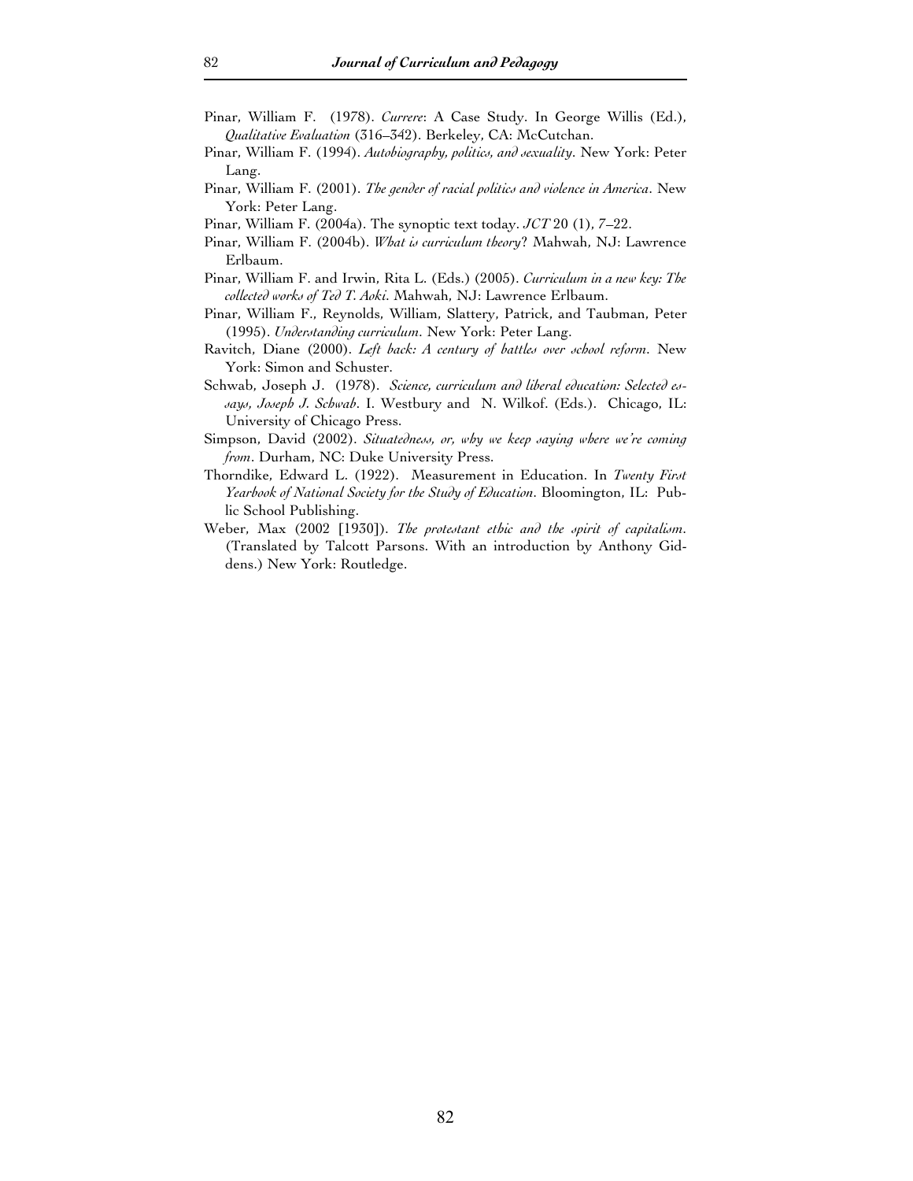Pinar, William F. (1978). *Currere*: A Case Study. In George Willis (Ed.), *Qualitative Evaluation* (316–342). Berkeley, CA: McCutchan.

Pinar, William F. (1994). *Autobiography, politics, and sexuality*. New York: Peter Lang.

Pinar, William F. (2001). *The gender of racial politics and violence in America*. New York: Peter Lang.

Pinar, William F. (2004a). The synoptic text today. *JCT* 20 (1), 7–22.

Pinar, William F. (2004b). *What is curriculum theory*? Mahwah, NJ: Lawrence Erlbaum.

Pinar, William F. and Irwin, Rita L. (Eds.) (2005). *Curriculum in a new key: The collected works of Ted T. Aoki*. Mahwah, NJ: Lawrence Erlbaum.

Pinar, William F., Reynolds, William, Slattery, Patrick, and Taubman, Peter (1995). *Understanding curriculum*. New York: Peter Lang.

Ravitch, Diane (2000). *Left back: A century of battles over school reform*. New York: Simon and Schuster.

Schwab, Joseph J. (1978). *Science, curriculum and liberal education: Selected essays, Joseph J. Schwab*. I. Westbury and N. Wilkof. (Eds.). Chicago, IL: University of Chicago Press.

Simpson, David (2002). *Situatedness, or, why we keep saying where we're coming from*. Durham, NC: Duke University Press.

Thorndike, Edward L. (1922). Measurement in Education. In *Twenty First Yearbook of National Society for the Study of Education*. Bloomington, IL: Public School Publishing.

Weber, Max (2002 [1930]). *The protestant ethic and the spirit of capitalism*. (Translated by Talcott Parsons. With an introduction by Anthony Giddens.) New York: Routledge.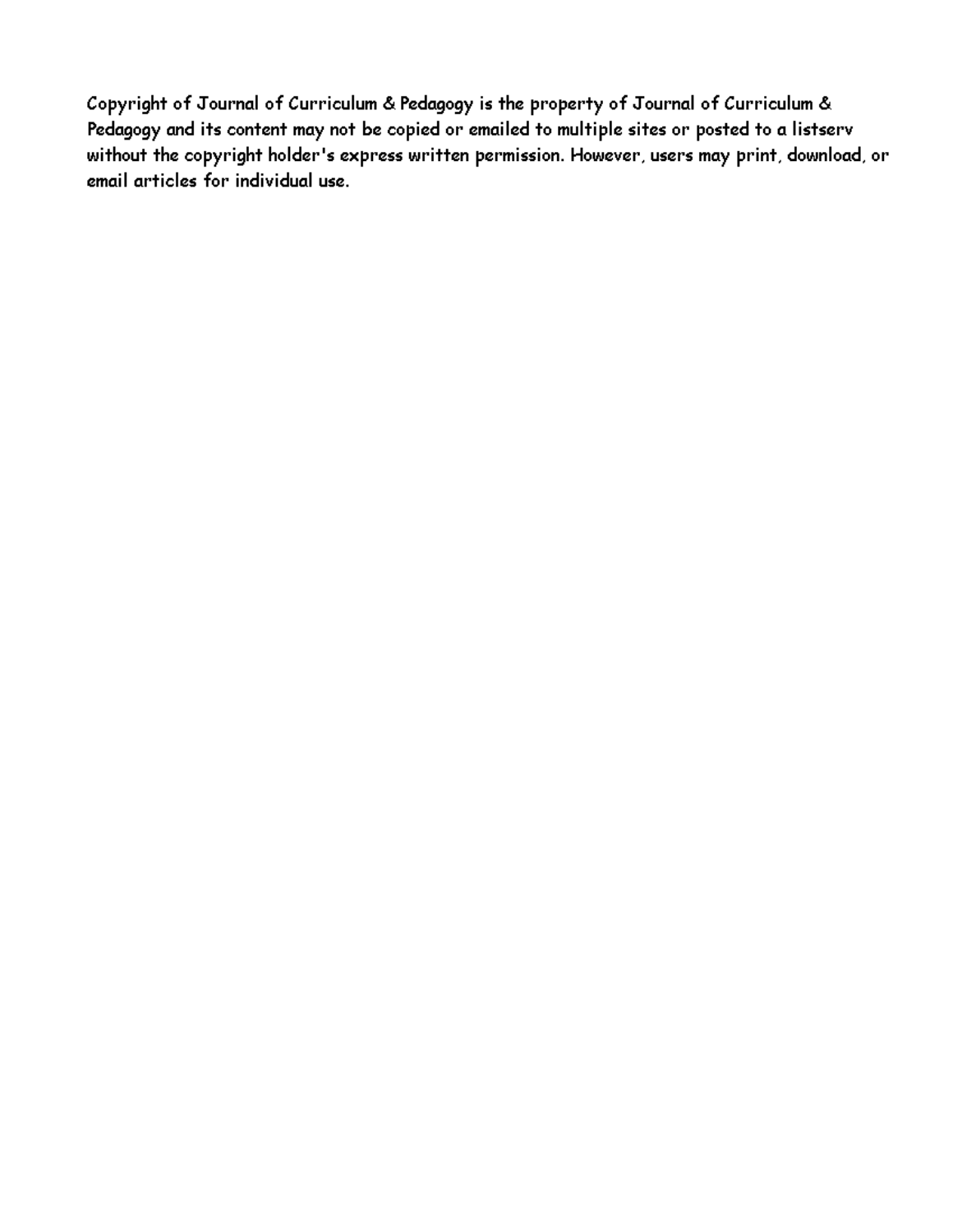Copyright of Journal of Curriculum & Pedagogy is the property of Journal of Curriculum & Pedagogy and its content may not be copied or emailed to multiple sites or posted to a listserv without the copyright holder's express written permission. However, users may print, download, or email articles for individual use.